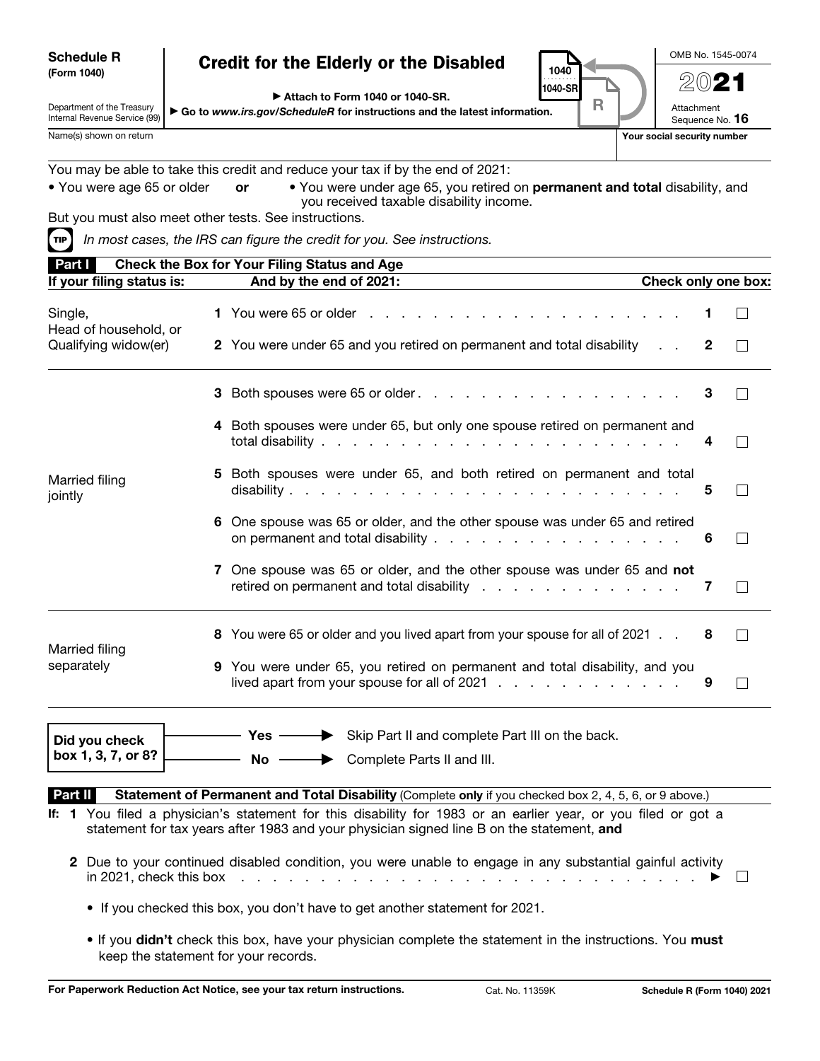**Schedule R (Form 1040)**

# Credit for the Elderly or the Disabled

Department of the Treasury
Internal Revenue Service (99)

▶ Attach to Form 1040 or 1040-SR.

▶ Go to *www.irs.gov/ScheduleR* for instructions and the latest information.

OMB No. 1545-0074

**2021**

Attachment Sequence No. **16**

Name(s) shown on return | **Your social security number**

You may be able to take this credit and reduce your tax if by the end of 2021:

- You were age 65 or older **or**
- You were under age 65, you retired on **permanent and total** disability, and you received taxable disability income.

But you must also meet other tests. See instructions.

**TIP** *In most cases, the IRS can figure the credit for you. See instructions.*

## Part I Check the Box for Your Filing Status and Age

| If your filing status is: | And by the end of 2021: | Check only one box: |
|---|---|---|
| Single, Head of household, or Qualifying widow(er) | **1** You were 65 or older | **1** ☐ |
| | **2** You were under 65 and you retired on permanent and total disability | **2** ☐ |
| Married filing jointly | **3** Both spouses were 65 or older | **3** ☐ |
| | **4** Both spouses were under 65, but only one spouse retired on permanent and total disability | **4** ☐ |
| | **5** Both spouses were under 65, and both retired on permanent and total disability | **5** ☐ |
| | **6** One spouse was 65 or older, and the other spouse was under 65 and retired on permanent and total disability | **6** ☐ |
| | **7** One spouse was 65 or older, and the other spouse was under 65 and **not** retired on permanent and total disability | **7** ☐ |
| Married filing separately | **8** You were 65 or older and you lived apart from your spouse for all of 2021 | **8** ☐ |
| | **9** You were under 65, you retired on permanent and total disability, and you lived apart from your spouse for all of 2021 | **9** ☐ |

**Did you check box 1, 3, 7, or 8?**

- **Yes** ▶ Skip Part II and complete Part III on the back.
- **No** ▶ Complete Parts II and III.

## Part II Statement of Permanent and Total Disability (Complete **only** if you checked box 2, 4, 5, 6, or 9 above.)

**If: 1** You filed a physician's statement for this disability for 1983 or an earlier year, or you filed or got a statement for tax years after 1983 and your physician signed line B on the statement, **and**

**2** Due to your continued disabled condition, you were unable to engage in any substantial gainful activity in 2021, check this box ▶ ☐

- If you checked this box, you don't have to get another statement for 2021.
- If you **didn't** check this box, have your physician complete the statement in the instructions. You **must** keep the statement for your records.

**For Paperwork Reduction Act Notice, see your tax return instructions.** Cat. No. 11359K **Schedule R (Form 1040) 2021**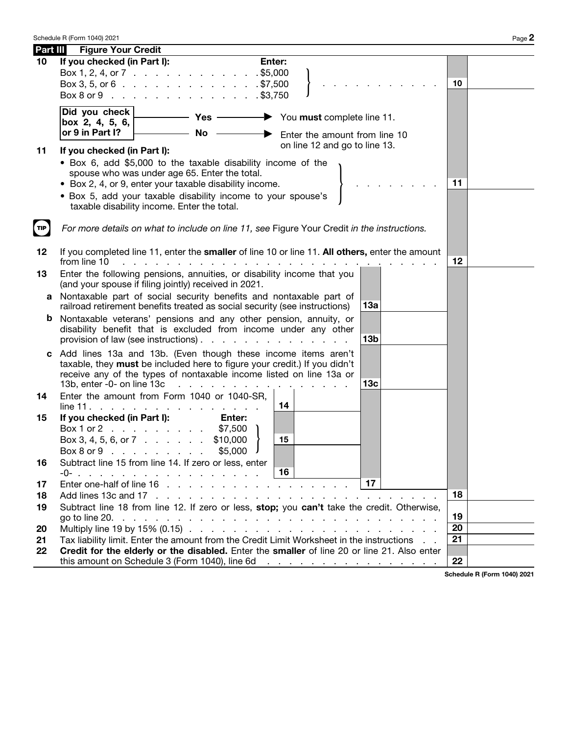## Part III Figure Your Credit

**10** **If you checked (in Part I):** **Enter:**

Box 1, 2, 4, or 7 . . . . . . . . . . . . . $5,000

Box 3, 5, or 6 . . . . . . . . . . . . . . $7,500

Box 8 or 9 . . . . . . . . . . . . . . $3,750

. . . . . . . . . . . **10** ______

**Did you check box 2, 4, 5, 6, or 9 in Part I?**

- **Yes** → You **must** complete line 11.
- **No** → Enter the amount from line 10 on line 12 and go to line 13.

**11** **If you checked (in Part I):**

- Box 6, add $5,000 to the taxable disability income of the spouse who was under age 65. Enter the total.
- Box 2, 4, or 9, enter your taxable disability income.
- Box 5, add your taxable disability income to your spouse's taxable disability income. Enter the total.

. . . . . . . . . **11** ______

TIP *For more details on what to include on line 11, see* Figure Your Credit *in the instructions.*

**12** If you completed line 11, enter the **smaller** of line 10 or line 11. **All others,** enter the amount from line 10 . . . . . . . . . . . . . . . . . . . . . . . . . . . . **12** ______

**13** Enter the following pensions, annuities, or disability income that you (and your spouse if filing jointly) received in 2021.

**a** Nontaxable part of social security benefits and nontaxable part of railroad retirement benefits treated as social security (see instructions) **13a** ______

**b** Nontaxable veterans' pensions and any other pension, annuity, or disability benefit that is excluded from income under any other provision of law (see instructions) . . . . . . . . . . . . . . . **13b** ______

**c** Add lines 13a and 13b. (Even though these income items aren't taxable, they **must** be included here to figure your credit.) If you didn't receive any of the types of nontaxable income listed on line 13a or 13b, enter -0- on line 13c . . . . . . . . . . . . . . . **13c** ______

**14** Enter the amount from Form 1040 or 1040-SR, line 11 . . . . . . . . . . . . . . . . . . . **14** ______

**15** **If you checked (in Part I):** **Enter:**

Box 1 or 2 . . . . . . . . . $7,500

Box 3, 4, 5, 6, or 7 . . . . . . $10,000

Box 8 or 9 . . . . . . . . . $5,000

**15** ______

**16** Subtract line 15 from line 14. If zero or less, enter -0- . . . . . . . . . . . . . . . . . . . **16** ______

**17** Enter one-half of line 16 . . . . . . . . . . . . . . . . . **17** ______

**18** Add lines 13c and 17 . . . . . . . . . . . . . . . . . . . . . . . . . . . . . **18** ______

**19** Subtract line 18 from line 12. If zero or less, **stop;** you **can't** take the credit. Otherwise, go to line 20. . . . . . . . . . . . . . . . . . . . . . . . . . . . . . . **19** ______

**20** Multiply line 19 by 15% (0.15) . . . . . . . . . . . . . . . . . . . . . . . . **20** ______

**21** Tax liability limit. Enter the amount from the Credit Limit Worksheet in the instructions . . **21** ______

**22** **Credit for the elderly or the disabled.** Enter the **smaller** of line 20 or line 21. Also enter this amount on Schedule 3 (Form 1040), line 6d . . . . . . . . . . . . . . . . . **22** ______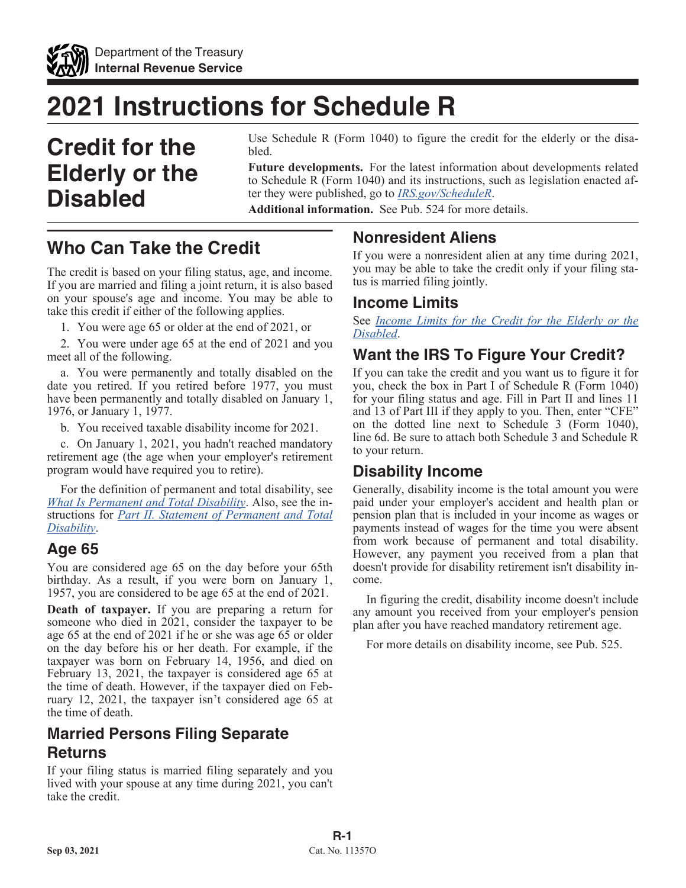# 2021 Instructions for Schedule R

## Credit for the Elderly or the Disabled

Use Schedule R (Form 1040) to figure the credit for the elderly or the disabled.

**Future developments.** For the latest information about developments related to Schedule R (Form 1040) and its instructions, such as legislation enacted after they were published, go to *IRS.gov/ScheduleR*.

**Additional information.** See Pub. 524 for more details.

## Who Can Take the Credit

The credit is based on your filing status, age, and income. If you are married and filing a joint return, it is also based on your spouse's age and income. You may be able to take this credit if either of the following applies.

1. You were age 65 or older at the end of 2021, or

2. You were under age 65 at the end of 2021 and you meet all of the following.

a. You were permanently and totally disabled on the date you retired. If you retired before 1977, you must have been permanently and totally disabled on January 1, 1976, or January 1, 1977.

b. You received taxable disability income for 2021.

c. On January 1, 2021, you hadn't reached mandatory retirement age (the age when your employer's retirement program would have required you to retire).

For the definition of permanent and total disability, see *What Is Permanent and Total Disability*. Also, see the instructions for *Part II. Statement of Permanent and Total Disability*.

### Age 65

You are considered age 65 on the day before your 65th birthday. As a result, if you were born on January 1, 1957, you are considered to be age 65 at the end of 2021.

**Death of taxpayer.** If you are preparing a return for someone who died in 2021, consider the taxpayer to be age 65 at the end of 2021 if he or she was age 65 or older on the day before his or her death. For example, if the taxpayer was born on February 14, 1956, and died on February 13, 2021, the taxpayer is considered age 65 at the time of death. However, if the taxpayer died on February 12, 2021, the taxpayer isn't considered age 65 at the time of death.

### Married Persons Filing Separate Returns

If your filing status is married filing separately and you lived with your spouse at any time during 2021, you can't take the credit.

### Nonresident Aliens

If you were a nonresident alien at any time during 2021, you may be able to take the credit only if your filing status is married filing jointly.

### Income Limits

See *Income Limits for the Credit for the Elderly or the Disabled*.

### Want the IRS To Figure Your Credit?

If you can take the credit and you want us to figure it for you, check the box in Part I of Schedule R (Form 1040) for your filing status and age. Fill in Part II and lines 11 and 13 of Part III if they apply to you. Then, enter "CFE" on the dotted line next to Schedule 3 (Form 1040), line 6d. Be sure to attach both Schedule 3 and Schedule R to your return.

### Disability Income

Generally, disability income is the total amount you were paid under your employer's accident and health plan or pension plan that is included in your income as wages or payments instead of wages for the time you were absent from work because of permanent and total disability. However, any payment you received from a plan that doesn't provide for disability retirement isn't disability income.

In figuring the credit, disability income doesn't include any amount you received from your employer's pension plan after you have reached mandatory retirement age.

For more details on disability income, see Pub. 525.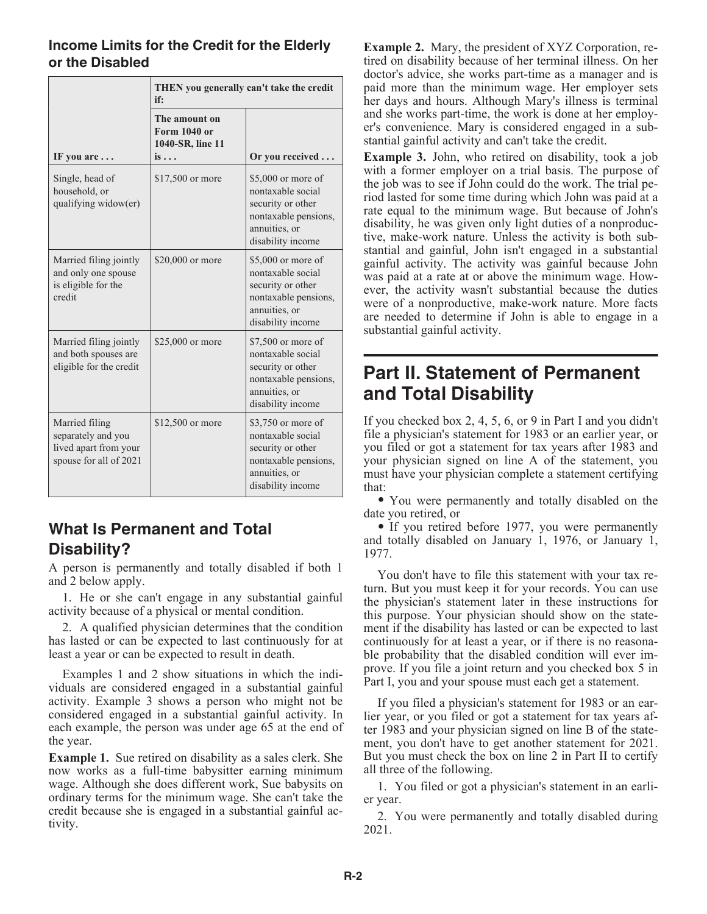### Income Limits for the Credit for the Elderly or the Disabled

| IF you are . . . | THEN you generally can't take the credit if: The amount on Form 1040 or 1040-SR, line 11 is . . . | Or you received . . . |
|---|---|---|
| Single, head of household, or qualifying widow(er) | $17,500 or more | $5,000 or more of nontaxable social security or other nontaxable pensions, annuities, or disability income |
| Married filing jointly and only one spouse is eligible for the credit | $20,000 or more | $5,000 or more of nontaxable social security or other nontaxable pensions, annuities, or disability income |
| Married filing jointly and both spouses are eligible for the credit | $25,000 or more | $7,500 or more of nontaxable social security or other nontaxable pensions, annuities, or disability income |
| Married filing separately and you lived apart from your spouse for all of 2021 | $12,500 or more | $3,750 or more of nontaxable social security or other nontaxable pensions, annuities, or disability income |

## What Is Permanent and Total Disability?

A person is permanently and totally disabled if both 1 and 2 below apply.

1. He or she can't engage in any substantial gainful activity because of a physical or mental condition.

2. A qualified physician determines that the condition has lasted or can be expected to last continuously for at least a year or can be expected to result in death.

Examples 1 and 2 show situations in which the individuals are considered engaged in a substantial gainful activity. Example 3 shows a person who might not be considered engaged in a substantial gainful activity. In each example, the person was under age 65 at the end of the year.

**Example 1.** Sue retired on disability as a sales clerk. She now works as a full-time babysitter earning minimum wage. Although she does different work, Sue babysits on ordinary terms for the minimum wage. She can't take the credit because she is engaged in a substantial gainful activity.

**Example 2.** Mary, the president of XYZ Corporation, retired on disability because of her terminal illness. On her doctor's advice, she works part-time as a manager and is paid more than the minimum wage. Her employer sets her days and hours. Although Mary's illness is terminal and she works part-time, the work is done at her employer's convenience. Mary is considered engaged in a substantial gainful activity and can't take the credit.

**Example 3.** John, who retired on disability, took a job with a former employer on a trial basis. The purpose of the job was to see if John could do the work. The trial period lasted for some time during which John was paid at a rate equal to the minimum wage. But because of John's disability, he was given only light duties of a nonproductive, make-work nature. Unless the activity is both substantial and gainful, John isn't engaged in a substantial gainful activity. The activity was gainful because John was paid at a rate at or above the minimum wage. However, the activity wasn't substantial because the duties were of a nonproductive, make-work nature. More facts are needed to determine if John is able to engage in a substantial gainful activity.

## Part II. Statement of Permanent and Total Disability

If you checked box 2, 4, 5, 6, or 9 in Part I and you didn't file a physician's statement for 1983 or an earlier year, or you filed or got a statement for tax years after 1983 and your physician signed on line A of the statement, you must have your physician complete a statement certifying that:

- You were permanently and totally disabled on the date you retired, or
- If you retired before 1977, you were permanently and totally disabled on January 1, 1976, or January 1, 1977.

You don't have to file this statement with your tax return. But you must keep it for your records. You can use the physician's statement later in these instructions for this purpose. Your physician should show on the statement if the disability has lasted or can be expected to last continuously for at least a year, or if there is no reasonable probability that the disabled condition will ever improve. If you file a joint return and you checked box 5 in Part I, you and your spouse must each get a statement.

If you filed a physician's statement for 1983 or an earlier year, or you filed or got a statement for tax years after 1983 and your physician signed on line B of the statement, you don't have to get another statement for 2021. But you must check the box on line 2 in Part II to certify all three of the following.

1. You filed or got a physician's statement in an earlier year.

2. You were permanently and totally disabled during 2021.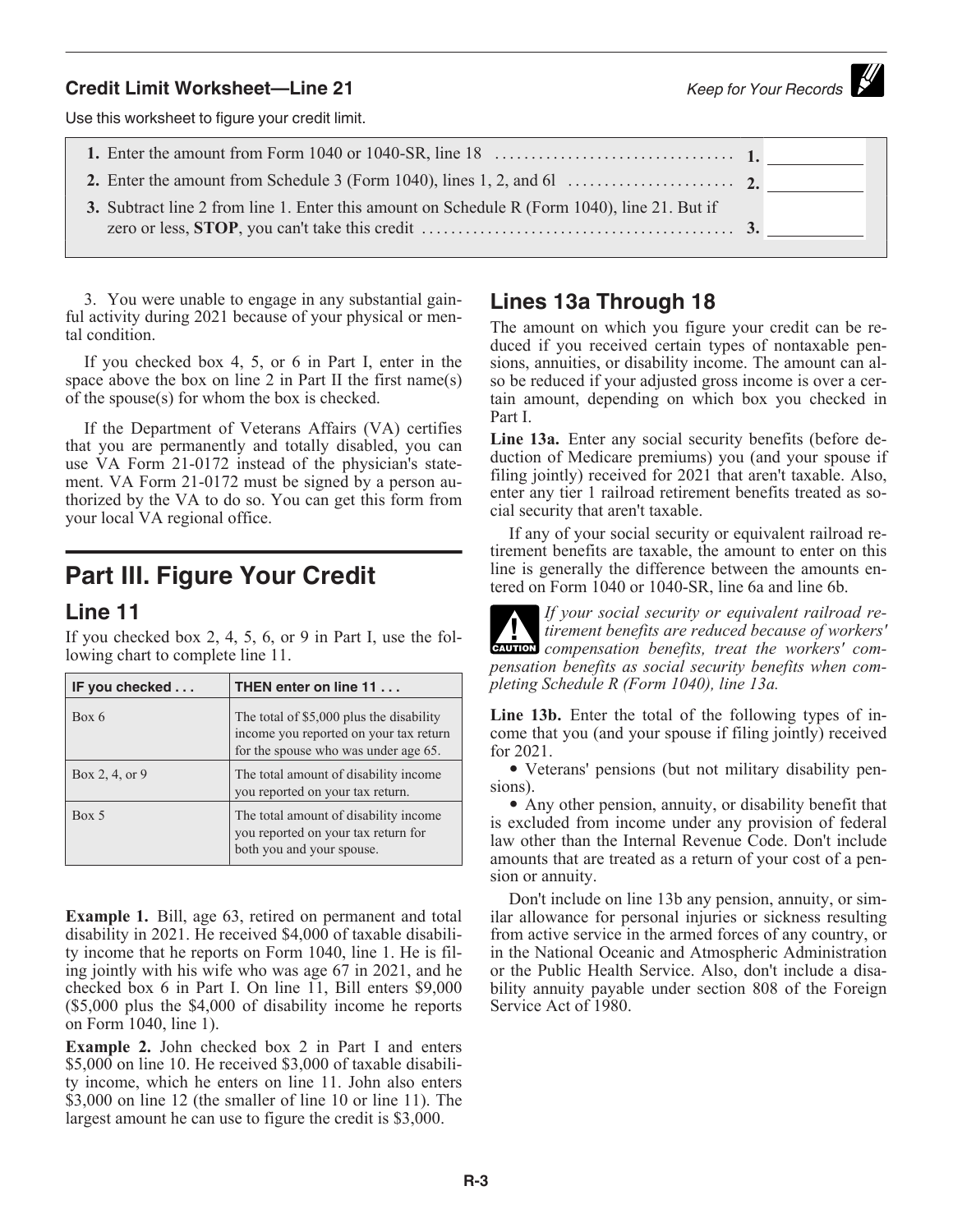### Credit Limit Worksheet—Line 21

*Keep for Your Records*

Use this worksheet to figure your credit limit.

| | | |
|---|---|---|
| **1.** Enter the amount from Form 1040 or 1040-SR, line 18 | **1.** | |
| **2.** Enter the amount from Schedule 3 (Form 1040), lines 1, 2, and 6l | **2.** | |
| **3.** Subtract line 2 from line 1. Enter this amount on Schedule R (Form 1040), line 21. But if zero or less, **STOP**, you can't take this credit | **3.** | |

3. You were unable to engage in any substantial gainful activity during 2021 because of your physical or mental condition.

If you checked box 4, 5, or 6 in Part I, enter in the space above the box on line 2 in Part II the first name(s) of the spouse(s) for whom the box is checked.

If the Department of Veterans Affairs (VA) certifies that you are permanently and totally disabled, you can use VA Form 21-0172 instead of the physician's statement. VA Form 21-0172 must be signed by a person authorized by the VA to do so. You can get this form from your local VA regional office.

# Part III. Figure Your Credit

## Line 11

If you checked box 2, 4, 5, 6, or 9 in Part I, use the following chart to complete line 11.

| IF you checked . . . | THEN enter on line 11 . . . |
|---|---|
| Box 6 | The total of $5,000 plus the disability income you reported on your tax return for the spouse who was under age 65. |
| Box 2, 4, or 9 | The total amount of disability income you reported on your tax return. |
| Box 5 | The total amount of disability income you reported on your tax return for both you and your spouse. |

**Example 1.** Bill, age 63, retired on permanent and total disability in 2021. He received $4,000 of taxable disability income that he reports on Form 1040, line 1. He is filing jointly with his wife who was age 67 in 2021, and he checked box 6 in Part I. On line 11, Bill enters $9,000 ($5,000 plus the $4,000 of disability income he reports on Form 1040, line 1).

**Example 2.** John checked box 2 in Part I and enters $5,000 on line 10. He received $3,000 of taxable disability income, which he enters on line 11. John also enters $3,000 on line 12 (the smaller of line 10 or line 11). The largest amount he can use to figure the credit is $3,000.

## Lines 13a Through 18

The amount on which you figure your credit can be reduced if you received certain types of nontaxable pensions, annuities, or disability income. The amount can also be reduced if your adjusted gross income is over a certain amount, depending on which box you checked in Part I.

**Line 13a.** Enter any social security benefits (before deduction of Medicare premiums) you (and your spouse if filing jointly) received for 2021 that aren't taxable. Also, enter any tier 1 railroad retirement benefits treated as social security that aren't taxable.

If any of your social security or equivalent railroad retirement benefits are taxable, the amount to enter on this line is generally the difference between the amounts entered on Form 1040 or 1040-SR, line 6a and line 6b.

**CAUTION** *If your social security or equivalent railroad retirement benefits are reduced because of workers' compensation benefits, treat the workers' compensation benefits as social security benefits when completing Schedule R (Form 1040), line 13a.*

**Line 13b.** Enter the total of the following types of income that you (and your spouse if filing jointly) received for 2021.

- Veterans' pensions (but not military disability pensions).
- Any other pension, annuity, or disability benefit that is excluded from income under any provision of federal law other than the Internal Revenue Code. Don't include amounts that are treated as a return of your cost of a pension or annuity.

Don't include on line 13b any pension, annuity, or similar allowance for personal injuries or sickness resulting from active service in the armed forces of any country, or in the National Oceanic and Atmospheric Administration or the Public Health Service. Also, don't include a disability annuity payable under section 808 of the Foreign Service Act of 1980.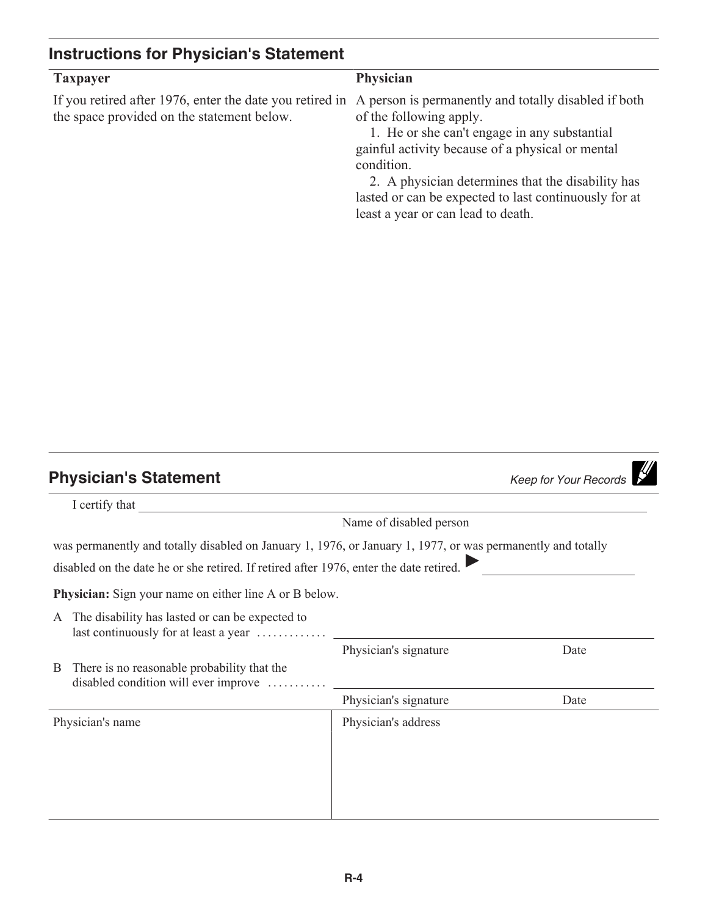## Instructions for Physician's Statement

| Taxpayer | Physician |
| --- | --- |
| If you retired after 1976, enter the date you retired in the space provided on the statement below. | A person is permanently and totally disabled if both of the following apply.<br>1. He or she can't engage in any substantial gainful activity because of a physical or mental condition.<br>2. A physician determines that the disability has lasted or can be expected to last continuously for at least a year or can lead to death. |

## Physician's Statement

*Keep for Your Records*

I certify that ______________________________________________
Name of disabled person

was permanently and totally disabled on January 1, 1976, or January 1, 1977, or was permanently and totally disabled on the date he or she retired. If retired after 1976, enter the date retired. ▶ ____________________

**Physician:** Sign your name on either line A or B below.

A The disability has lasted or can be expected to last continuously for at least a year . . . . . . . . . . . . . ______________________________________
Physician's signature Date

B There is no reasonable probability that the disabled condition will ever improve . . . . . . . . . . . ______________________________________
Physician's signature Date

| Physician's name | Physician's address |
| --- | --- |
| | |